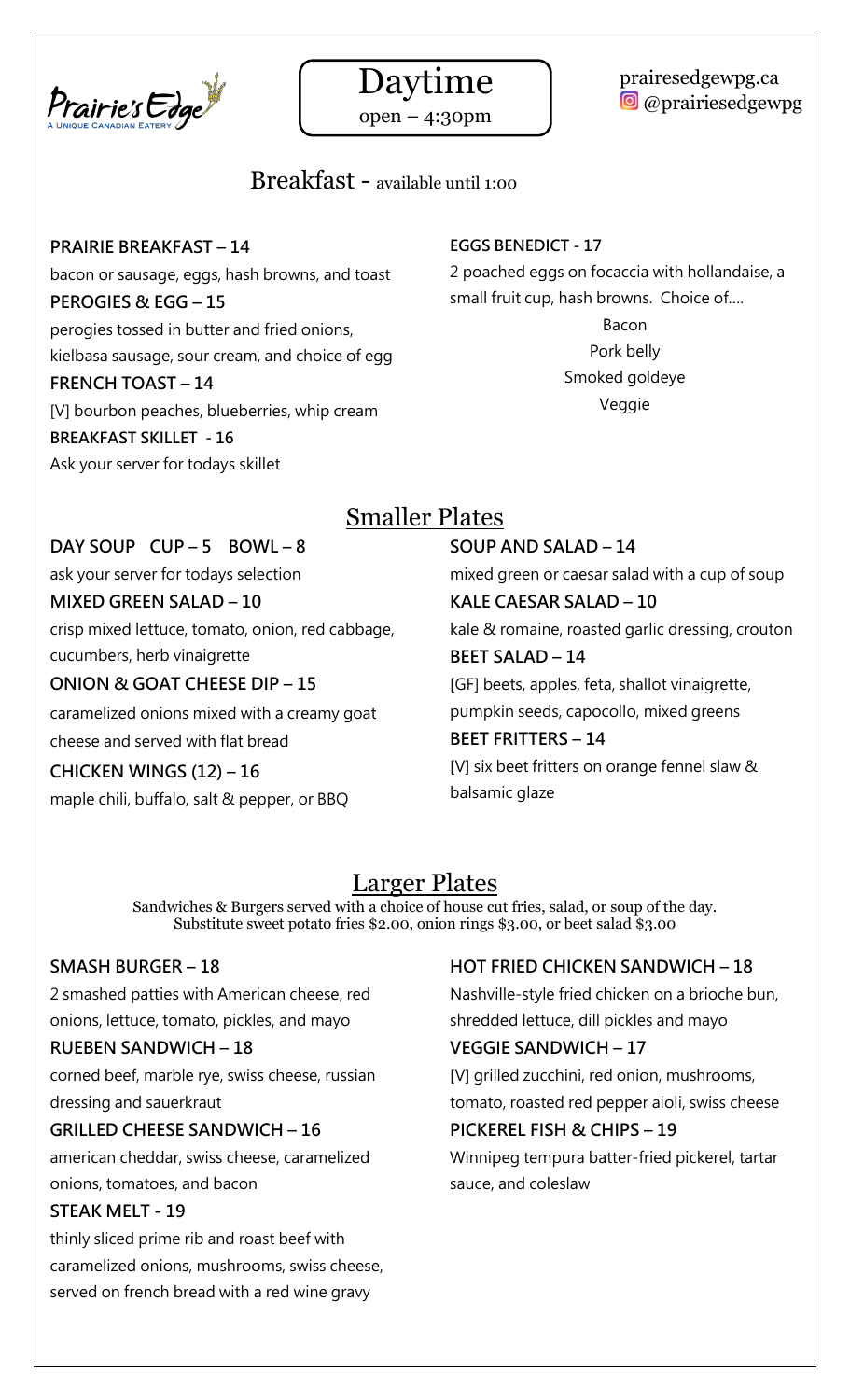Prairie's Edge
A UNIQUE CANADIAN EATERY

# Daytime

open – 4:30pm

prairiesedgewpg.ca
@prairiesedgewpg

## Breakfast - available until 1:00

**PRAIRIE BREAKFAST – 14**
bacon or sausage, eggs, hash browns, and toast

**PEROGIES & EGG – 15**
perogies tossed in butter and fried onions, kielbasa sausage, sour cream, and choice of egg

**FRENCH TOAST – 14**
[V] bourbon peaches, blueberries, whip cream

**BREAKFAST SKILLET - 16**
Ask your server for todays skillet

**EGGS BENEDICT - 17**
2 poached eggs on focaccia with hollandaise, a small fruit cup, hash browns. Choice of....

Bacon
Pork belly
Smoked goldeye
Veggie

## Smaller Plates

**DAY SOUP CUP – 5 BOWL – 8**
ask your server for todays selection

**MIXED GREEN SALAD – 10**
crisp mixed lettuce, tomato, onion, red cabbage, cucumbers, herb vinaigrette

**ONION & GOAT CHEESE DIP – 15**
caramelized onions mixed with a creamy goat cheese and served with flat bread

**CHICKEN WINGS (12) – 16**
maple chili, buffalo, salt & pepper, or BBQ

**SOUP AND SALAD – 14**
mixed green or caesar salad with a cup of soup

**KALE CAESAR SALAD – 10**
kale & romaine, roasted garlic dressing, crouton

**BEET SALAD – 14**
[GF] beets, apples, feta, shallot vinaigrette, pumpkin seeds, capocollo, mixed greens

**BEET FRITTERS – 14**
[V] six beet fritters on orange fennel slaw & balsamic glaze

## Larger Plates

Sandwiches & Burgers served with a choice of house cut fries, salad, or soup of the day.
Substitute sweet potato fries $2.00, onion rings $3.00, or beet salad $3.00

**SMASH BURGER – 18**
2 smashed patties with American cheese, red onions, lettuce, tomato, pickles, and mayo

**RUEBEN SANDWICH – 18**
corned beef, marble rye, swiss cheese, russian dressing and sauerkraut

**GRILLED CHEESE SANDWICH – 16**
american cheddar, swiss cheese, caramelized onions, tomatoes, and bacon

**STEAK MELT - 19**
thinly sliced prime rib and roast beef with caramelized onions, mushrooms, swiss cheese, served on french bread with a red wine gravy

**HOT FRIED CHICKEN SANDWICH – 18**
Nashville-style fried chicken on a brioche bun, shredded lettuce, dill pickles and mayo

**VEGGIE SANDWICH – 17**
[V] grilled zucchini, red onion, mushrooms, tomato, roasted red pepper aioli, swiss cheese

**PICKEREL FISH & CHIPS – 19**
Winnipeg tempura batter-fried pickerel, tartar sauce, and coleslaw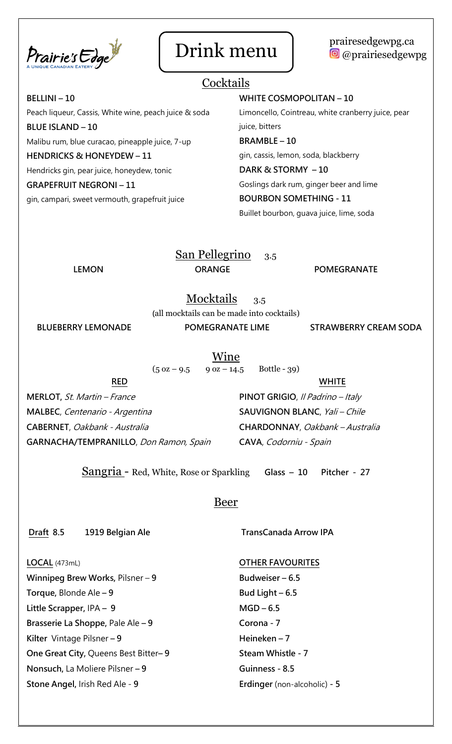Prairie's Edge
A UNIQUE CANADIAN EATERY

# Drink menu

prairiesedgewpg.ca
@prairiesedgewpg

## Cocktails

**BELLINI – 10**
Peach liqueur, Cassis, White wine, peach juice & soda

**BLUE ISLAND – 10**
Malibu rum, blue curacao, pineapple juice, 7-up

**HENDRICKS & HONEYDEW – 11**
Hendricks gin, pear juice, honeydew, tonic

**GRAPEFRUIT NEGRONI – 11**
gin, campari, sweet vermouth, grapefruit juice

**WHITE COSMOPOLITAN – 10**
Limoncello, Cointreau, white cranberry juice, pear juice, bitters

**BRAMBLE – 10**
gin, cassis, lemon, soda, blackberry

**DARK & STORMY – 10**
Goslings dark rum, ginger beer and lime

**BOURBON SOMETHING - 11**
Buillet bourbon, guava juice, lime, soda

## San Pellegrino 3.5

**LEMON** **ORANGE** **POMEGRANATE**

## Mocktails 3.5

(all mocktails can be made into cocktails)

**BLUEBERRY LEMONADE** **POMEGRANATE LIME** **STRAWBERRY CREAM SODA**

## Wine

(5 oz – 9.5 9 oz – 14.5 Bottle - 39)

**RED**

**MERLOT**, *St. Martin – France*
**MALBEC**, *Centenario - Argentina*
**CABERNET**, *Oakbank - Australia*
**GARNACHA/TEMPRANILLO**, *Don Ramon, Spain*

**WHITE**

**PINOT GRIGIO**, *Il Padrino – Italy*
**SAUVIGNON BLANC**, *Yali – Chile*
**CHARDONNAY**, *Oakbank – Australia*
**CAVA**, *Codorniu - Spain*

**Sangria** - Red, White, Rose or Sparkling **Glass – 10 Pitcher - 27**

## Beer

**Draft 8.5** **1919 Belgian Ale** **TransCanada Arrow IPA**

**LOCAL** (473mL)

**Winnipeg Brew Works,** Pilsner – **9**
**Torque,** Blonde Ale – **9**
**Little Scrapper,** IPA – **9**
**Brasserie La Shoppe,** Pale Ale – **9**
**Kilter** Vintage Pilsner – **9**
**One Great City,** Queens Best Bitter– **9**
**Nonsuch,** La Moliere Pilsner – **9**
**Stone Angel,** Irish Red Ale - **9**

**OTHER FAVOURITES**

**Budweiser – 6.5**
**Bud Light – 6.5**
**MGD – 6.5**
**Corona - 7**
**Heineken – 7**
**Steam Whistle - 7**
**Guinness - 8.5**
**Erdinger** (non-alcoholic) **- 5**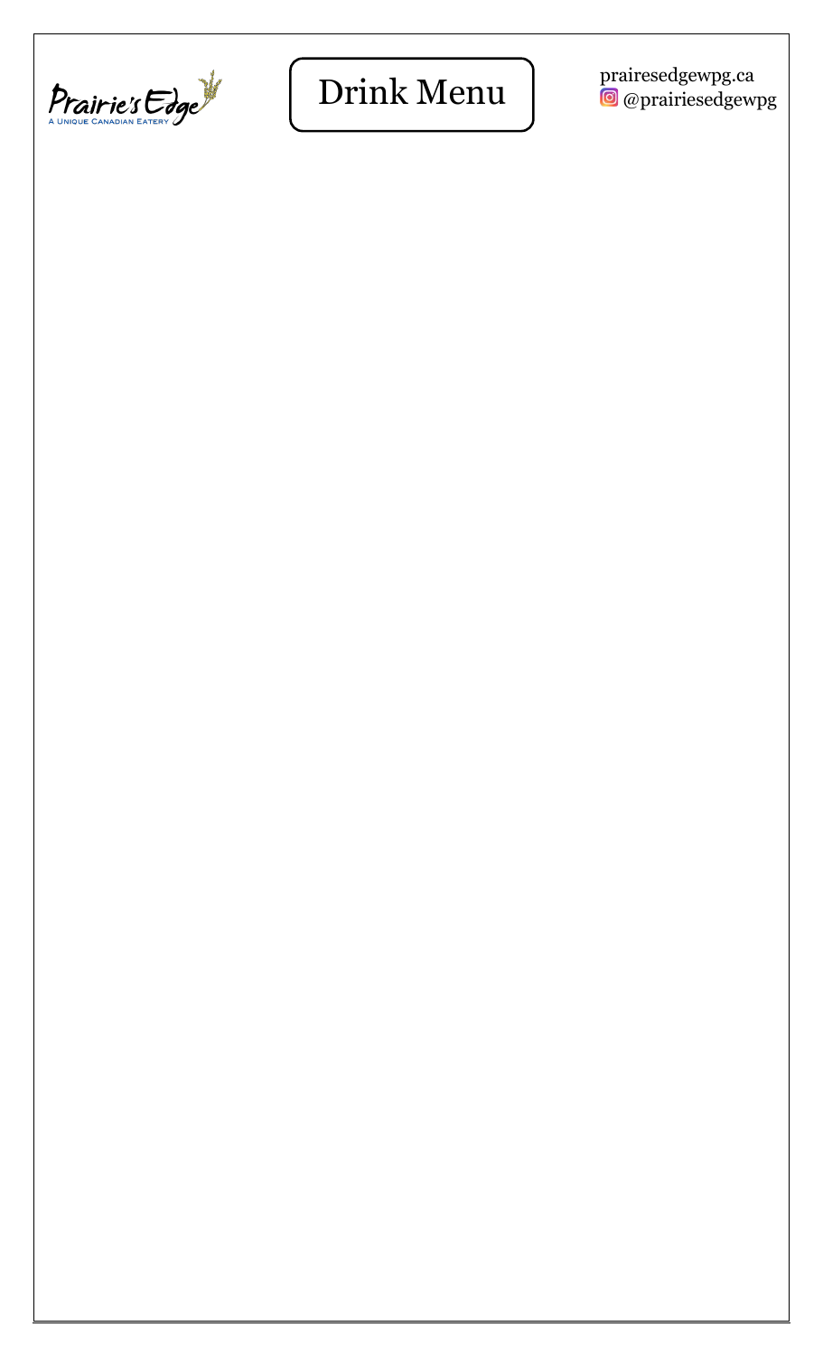Prairie's Edge
A Unique Canadian Eatery

# Drink Menu

prairesedgewpg.ca
@prairiesedgewpg